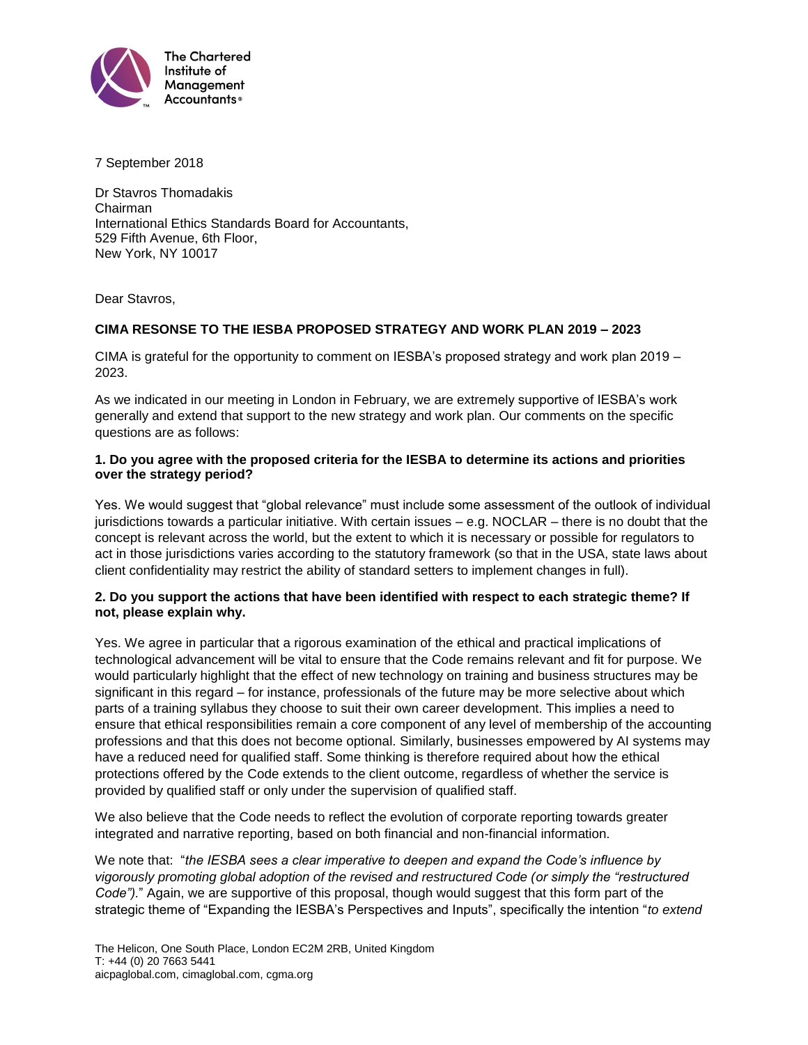The Chartered Institute of Management Accountants

7 September 2018

Dr Stavros Thomadakis
Chairman
International Ethics Standards Board for Accountants,
529 Fifth Avenue, 6th Floor,
New York, NY 10017

Dear Stavros,

**CIMA RESONSE TO THE IESBA PROPOSED STRATEGY AND WORK PLAN 2019 – 2023**

CIMA is grateful for the opportunity to comment on IESBA's proposed strategy and work plan 2019 – 2023.

As we indicated in our meeting in London in February, we are extremely supportive of IESBA's work generally and extend that support to the new strategy and work plan. Our comments on the specific questions are as follows:

**1. Do you agree with the proposed criteria for the IESBA to determine its actions and priorities over the strategy period?**

Yes. We would suggest that "global relevance" must include some assessment of the outlook of individual jurisdictions towards a particular initiative. With certain issues – e.g. NOCLAR – there is no doubt that the concept is relevant across the world, but the extent to which it is necessary or possible for regulators to act in those jurisdictions varies according to the statutory framework (so that in the USA, state laws about client confidentiality may restrict the ability of standard setters to implement changes in full).

**2. Do you support the actions that have been identified with respect to each strategic theme? If not, please explain why.**

Yes. We agree in particular that a rigorous examination of the ethical and practical implications of technological advancement will be vital to ensure that the Code remains relevant and fit for purpose. We would particularly highlight that the effect of new technology on training and business structures may be significant in this regard – for instance, professionals of the future may be more selective about which parts of a training syllabus they choose to suit their own career development. This implies a need to ensure that ethical responsibilities remain a core component of any level of membership of the accounting professions and that this does not become optional. Similarly, businesses empowered by AI systems may have a reduced need for qualified staff. Some thinking is therefore required about how the ethical protections offered by the Code extends to the client outcome, regardless of whether the service is provided by qualified staff or only under the supervision of qualified staff.

We also believe that the Code needs to reflect the evolution of corporate reporting towards greater integrated and narrative reporting, based on both financial and non-financial information.

We note that: "*the IESBA sees a clear imperative to deepen and expand the Code's influence by vigorously promoting global adoption of the revised and restructured Code (or simply the "restructured Code").*" Again, we are supportive of this proposal, though would suggest that this form part of the strategic theme of "Expanding the IESBA's Perspectives and Inputs", specifically the intention "*to extend*

The Helicon, One South Place, London EC2M 2RB, United Kingdom
T: +44 (0) 20 7663 5441
aicpaglobal.com, cimaglobal.com, cgma.org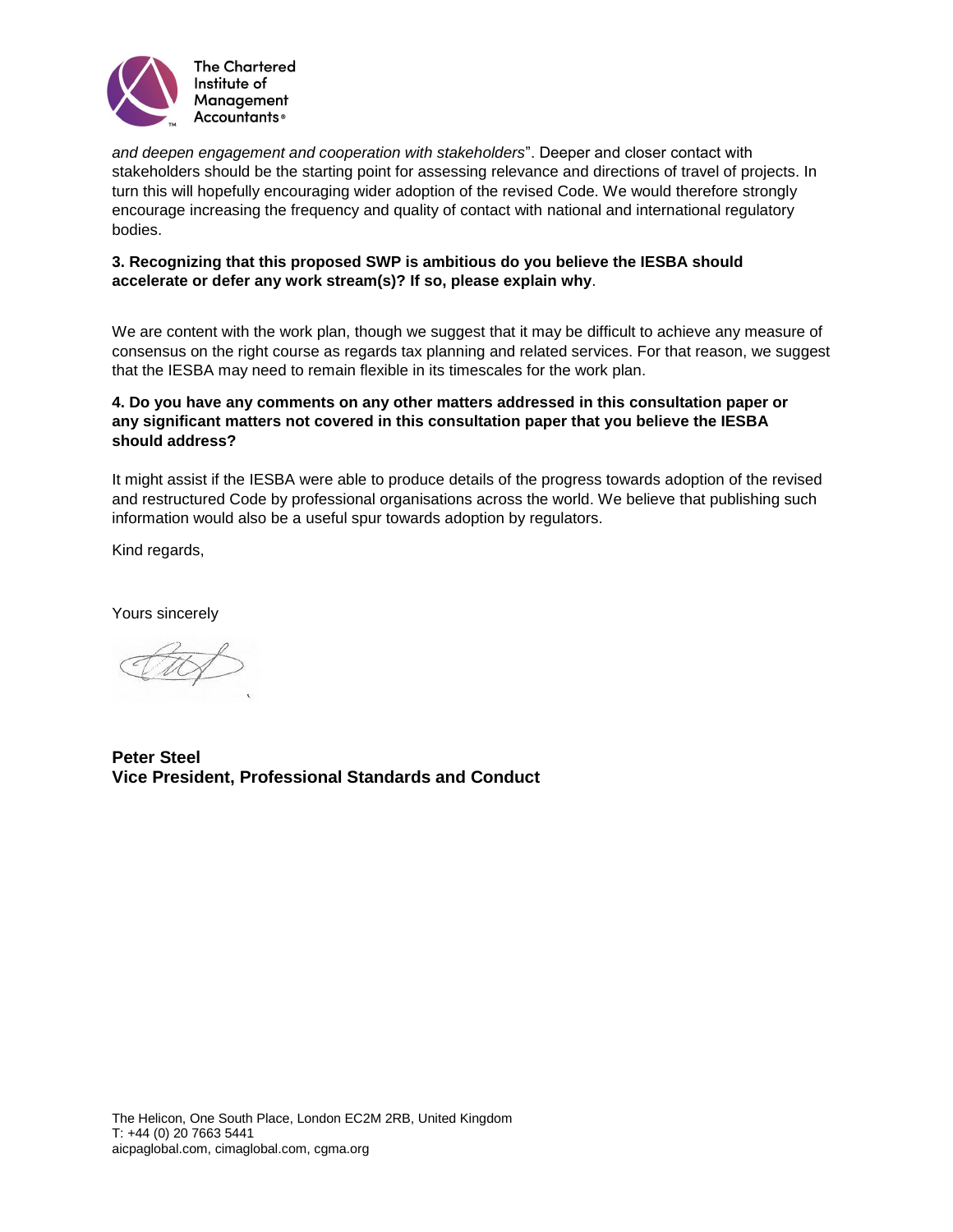*and deepen engagement and cooperation with stakeholders*". Deeper and closer contact with stakeholders should be the starting point for assessing relevance and directions of travel of projects. In turn this will hopefully encouraging wider adoption of the revised Code. We would therefore strongly encourage increasing the frequency and quality of contact with national and international regulatory bodies.

**3. Recognizing that this proposed SWP is ambitious do you believe the IESBA should accelerate or defer any work stream(s)? If so, please explain why**.

We are content with the work plan, though we suggest that it may be difficult to achieve any measure of consensus on the right course as regards tax planning and related services. For that reason, we suggest that the IESBA may need to remain flexible in its timescales for the work plan.

**4. Do you have any comments on any other matters addressed in this consultation paper or any significant matters not covered in this consultation paper that you believe the IESBA should address?**

It might assist if the IESBA were able to produce details of the progress towards adoption of the revised and restructured Code by professional organisations across the world. We believe that publishing such information would also be a useful spur towards adoption by regulators.

Kind regards,

Yours sincerely

**Peter Steel**
**Vice President, Professional Standards and Conduct**

The Helicon, One South Place, London EC2M 2RB, United Kingdom
T: +44 (0) 20 7663 5441
aicpaglobal.com, cimaglobal.com, cgma.org